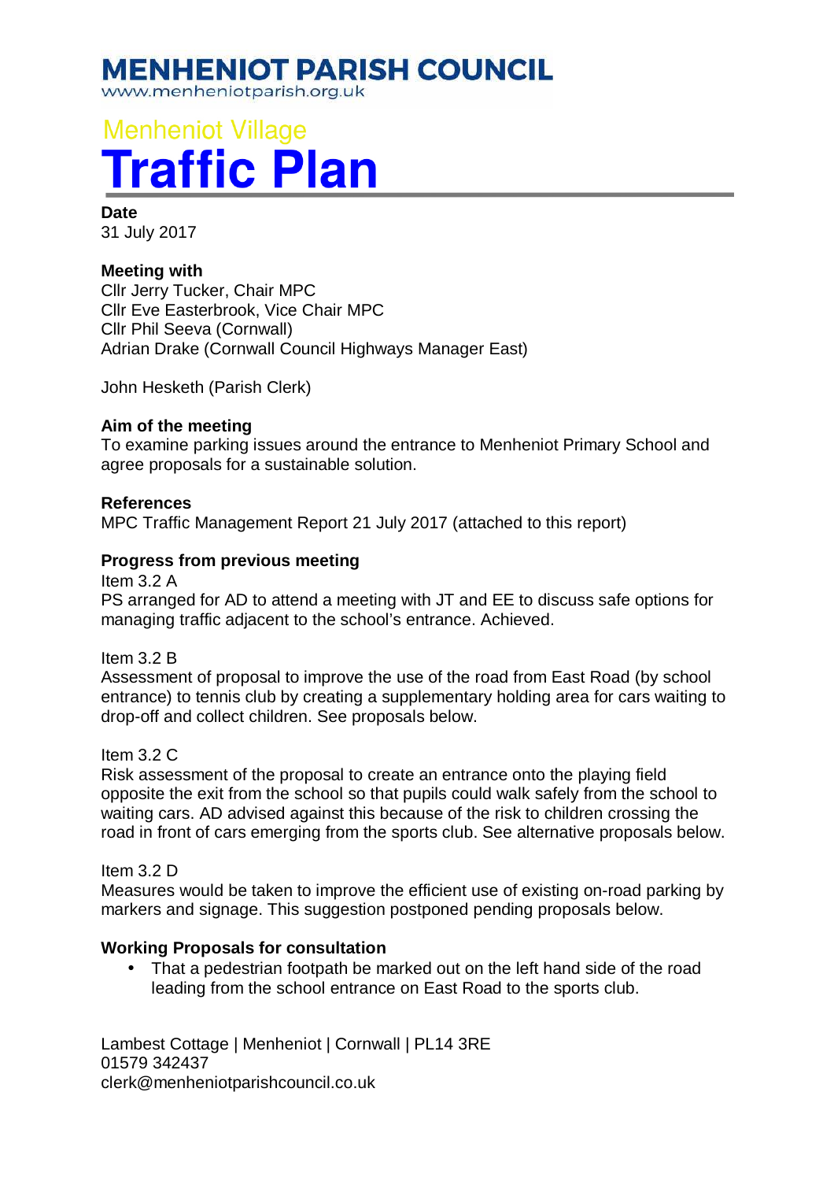# MENHENIOT PARISH COUNCIL

www.menheniotparish.org.uk

## Menheniot Village

# Traffic Plan

**Date**
31 July 2017

**Meeting with**
Cllr Jerry Tucker, Chair MPC
Cllr Eve Easterbrook, Vice Chair MPC
Cllr Phil Seeva (Cornwall)
Adrian Drake (Cornwall Council Highways Manager East)

John Hesketh (Parish Clerk)

**Aim of the meeting**
To examine parking issues around the entrance to Menheniot Primary School and agree proposals for a sustainable solution.

**References**
MPC Traffic Management Report 21 July 2017 (attached to this report)

**Progress from previous meeting**

Item 3.2 A
PS arranged for AD to attend a meeting with JT and EE to discuss safe options for managing traffic adjacent to the school's entrance. Achieved.

Item 3.2 B
Assessment of proposal to improve the use of the road from East Road (by school entrance) to tennis club by creating a supplementary holding area for cars waiting to drop-off and collect children. See proposals below.

Item 3.2 C
Risk assessment of the proposal to create an entrance onto the playing field opposite the exit from the school so that pupils could walk safely from the school to waiting cars. AD advised against this because of the risk to children crossing the road in front of cars emerging from the sports club. See alternative proposals below.

Item 3.2 D
Measures would be taken to improve the efficient use of existing on-road parking by markers and signage. This suggestion postponed pending proposals below.

**Working Proposals for consultation**

- That a pedestrian footpath be marked out on the left hand side of the road leading from the school entrance on East Road to the sports club.

Lambest Cottage | Menheniot | Cornwall | PL14 3RE
01579 342437
clerk@menheniotparishcouncil.co.uk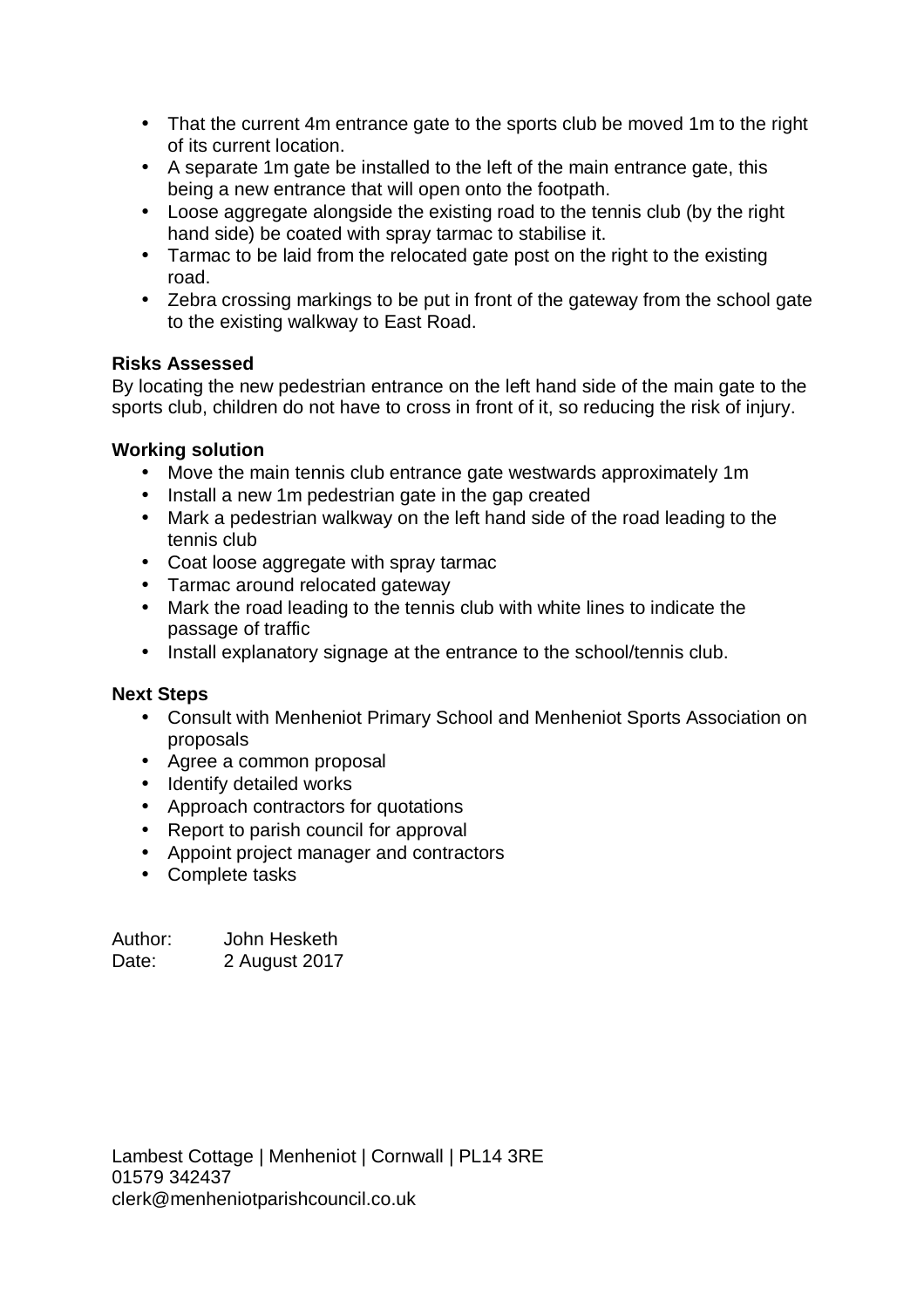- That the current 4m entrance gate to the sports club be moved 1m to the right of its current location.
- A separate 1m gate be installed to the left of the main entrance gate, this being a new entrance that will open onto the footpath.
- Loose aggregate alongside the existing road to the tennis club (by the right hand side) be coated with spray tarmac to stabilise it.
- Tarmac to be laid from the relocated gate post on the right to the existing road.
- Zebra crossing markings to be put in front of the gateway from the school gate to the existing walkway to East Road.

**Risks Assessed**

By locating the new pedestrian entrance on the left hand side of the main gate to the sports club, children do not have to cross in front of it, so reducing the risk of injury.

**Working solution**

- Move the main tennis club entrance gate westwards approximately 1m
- Install a new 1m pedestrian gate in the gap created
- Mark a pedestrian walkway on the left hand side of the road leading to the tennis club
- Coat loose aggregate with spray tarmac
- Tarmac around relocated gateway
- Mark the road leading to the tennis club with white lines to indicate the passage of traffic
- Install explanatory signage at the entrance to the school/tennis club.

**Next Steps**

- Consult with Menheniot Primary School and Menheniot Sports Association on proposals
- Agree a common proposal
- Identify detailed works
- Approach contractors for quotations
- Report to parish council for approval
- Appoint project manager and contractors
- Complete tasks

Author: John Hesketh
Date: 2 August 2017

Lambest Cottage | Menheniot | Cornwall | PL14 3RE
01579 342437
clerk@menheniotparishcouncil.co.uk